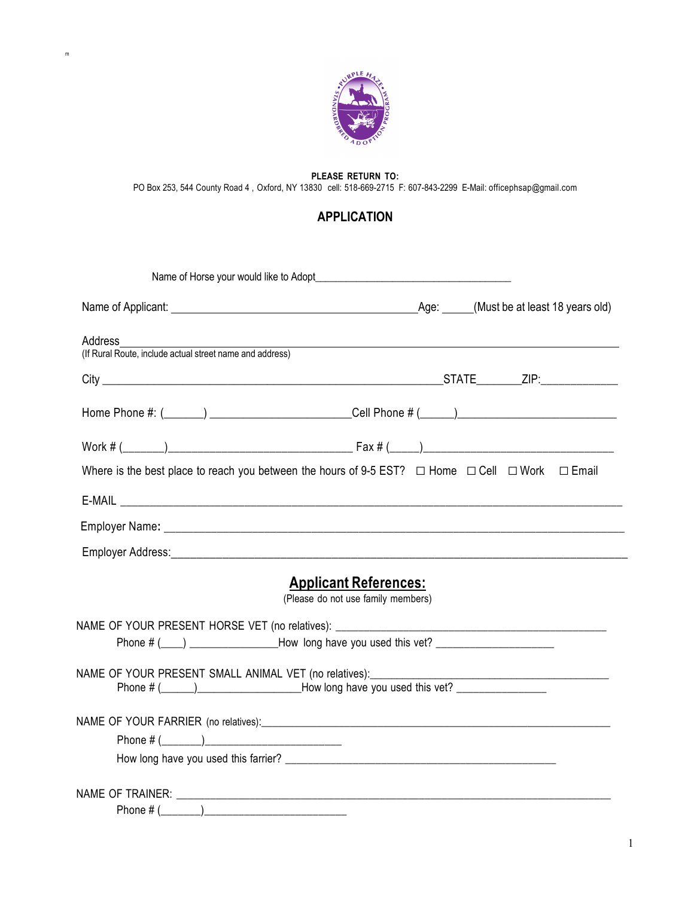**PLEASE RETURN TO:**
PO Box 253, 544 County Road 4 , Oxford, NY 13830 cell: 518-669-2715 F: 607-843-2299 E-Mail: officephsap@gmail.com

# APPLICATION

Name of Horse your would like to Adopt___________________________________

Name of Applicant: ___________________________________________Age: _____(Must be at least 18 years old)

Address_______________________________________________________________________________
(If Rural Route, include actual street name and address)

City __________________________________________________________STATE_______ZIP:_____________

Home Phone #: (_______) _______________________Cell Phone # (______)__________________________

Work # (_______)________________________________ Fax # (_____)________________________________

Where is the best place to reach you between the hours of 9-5 EST? ☐ Home ☐ Cell ☐ Work ☐ Email

E-MAIL _________________________________________________________________________________

Employer Name: _________________________________________________________________________

Employer Address:________________________________________________________________________

## Applicant References:

(Please do not use family members)

NAME OF YOUR PRESENT HORSE VET (no relatives): ______________________________________________

Phone # (____) _______________How long have you used this vet? ____________________

NAME OF YOUR PRESENT SMALL ANIMAL VET (no relatives):_______________________________________

Phone # (______)_________________How long have you used this vet? _______________

NAME OF YOUR FARRIER (no relatives):____________________________________________________________

Phone # (_______)________________________

How long have you used this farrier? ______________________________________________

NAME OF TRAINER: ________________________________________________________________________

Phone # (_______)_________________________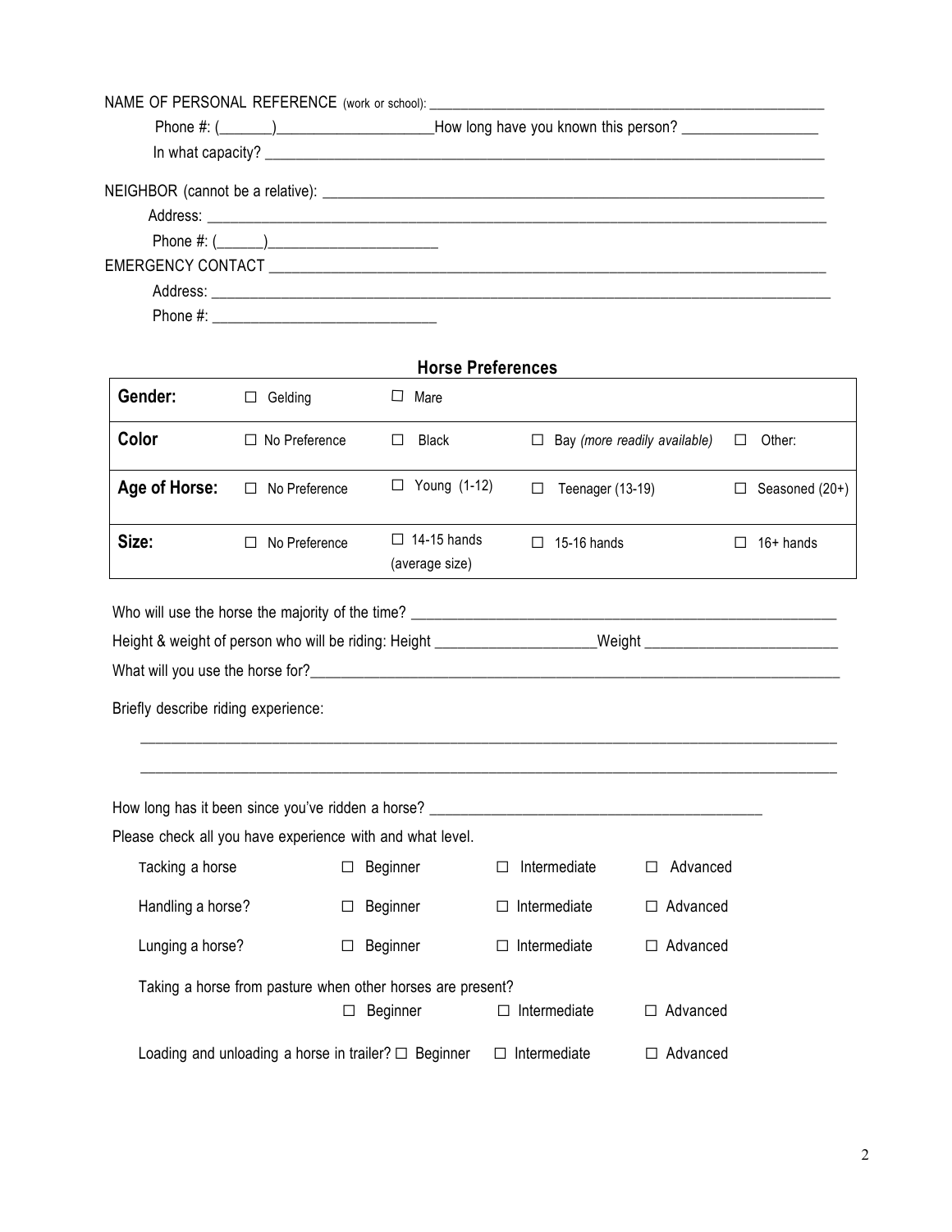NAME OF PERSONAL REFERENCE (work or school): ______________________________________________________

Phone #: (_______)____________________How long have you known this person? _________________

In what capacity? ___________________________________________________________________________

NEIGHBOR (cannot be a relative): _________________________________________________________________

Address: ________________________________________________________________________________

Phone #: (______)______________________

EMERGENCY CONTACT ___________________________________________________________________________

Address: ________________________________________________________________________________

Phone #: ____________________________

## Horse Preferences

| | | | | |
|---|---|---|---|---|
| **Gender:** | ☐ Gelding | ☐ Mare | | |
| **Color** | ☐ No Preference | ☐ Black | ☐ Bay *(more readily available)* | ☐ Other: |
| **Age of Horse:** | ☐ No Preference | ☐ Young (1-12) | ☐ Teenager (13-19) | ☐ Seasoned (20+) |
| **Size:** | ☐ No Preference | ☐ 14-15 hands (average size) | ☐ 15-16 hands | ☐ 16+ hands |

Who will use the horse the majority of the time? _________________________________________________________

Height & weight of person who will be riding: Height ____________________Weight ________________________

What will you use the horse for?___________________________________________________________________

Briefly describe riding experience:

_____________________________________________________________________________________________

_____________________________________________________________________________________________

How long has it been since you've ridden a horse? __________________________________________

Please check all you have experience with and what level.

| | | | |
|---|---|---|---|
| Tacking a horse | ☐ Beginner | ☐ Intermediate | ☐ Advanced |
| Handling a horse? | ☐ Beginner | ☐ Intermediate | ☐ Advanced |
| Lunging a horse? | ☐ Beginner | ☐ Intermediate | ☐ Advanced |
| Taking a horse from pasture when other horses are present? | ☐ Beginner | ☐ Intermediate | ☐ Advanced |
| Loading and unloading a horse in trailer? | ☐ Beginner | ☐ Intermediate | ☐ Advanced |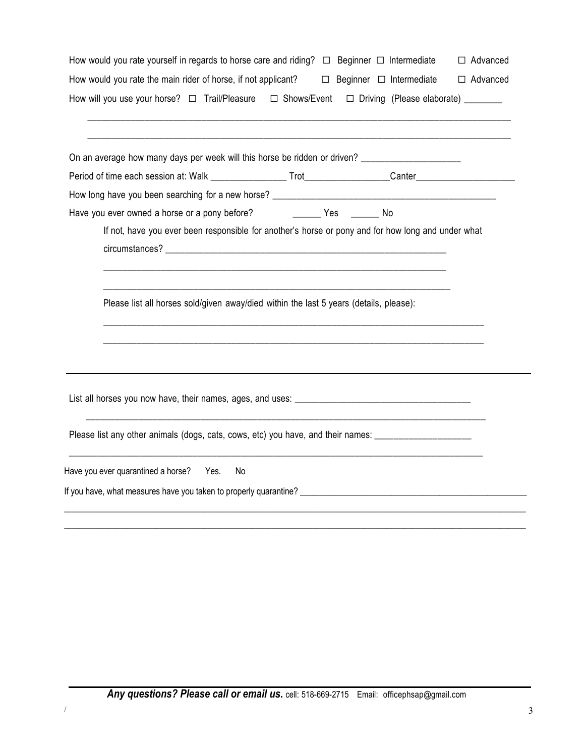How would you rate yourself in regards to horse care and riding? ☐ Beginner ☐ Intermediate ☐ Advanced

How would you rate the main rider of horse, if not applicant? ☐ Beginner ☐ Intermediate ☐ Advanced

How will you use your horse? ☐ Trail/Pleasure ☐ Shows/Event ☐ Driving (Please elaborate) ________

_____________________________________________________________________________________________

_____________________________________________________________________________________________

On an average how many days per week will this horse be ridden or driven? _____________________

Period of time each session at: Walk ________________ Trot_________________Canter_____________________

How long have you been searching for a new horse? _________________________________________________

Have you ever owned a horse or a pony before? ______ Yes ______ No

If not, have you ever been responsible for another's horse or pony and for how long and under what circumstances? ______________________________________________________________

_____________________________________________________________________________

_____________________________________________________________________________

Please list all horses sold/given away/died within the last 5 years (details, please):

_____________________________________________________________________________________

_____________________________________________________________________________________

---

List all horses you now have, their names, ages, and uses: _____________________________________

_____________________________________________________________________________________________

Please list any other animals (dogs, cats, cows, etc) you have, and their names: ____________________

_____________________________________________________________________________________________

Have you ever quarantined a horse? Yes. No

If you have, what measures have you taken to properly quarantine? ___________________________________________________

_____________________________________________________________________________________________________________

_____________________________________________________________________________________________________________

***Any questions? Please call or email us.*** cell: 518-669-2715 Email: officephsap@gmail.com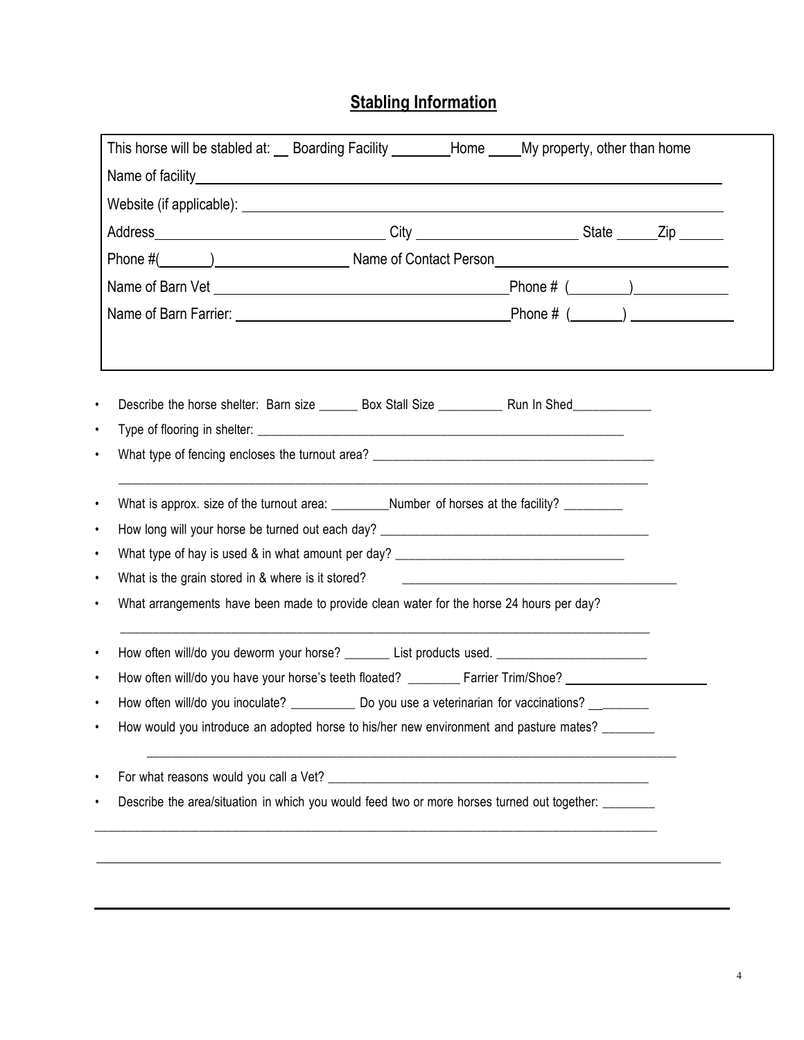## Stabling Information

This horse will be stabled at: __ Boarding Facility ________Home ____My property, other than home

Name of facility________________________________________________________________

Website (if applicable): ____________________________________________________________

Address______________________________ City ______________________ State ______Zip ______

Phone #(_______)__________________ Name of Contact Person____________________________

Name of Barn Vet ________________________________________Phone # (________)____________

Name of Barn Farrier: ____________________________________Phone # (_______) _____________

- Describe the horse shelter: Barn size ______ Box Stall Size __________ Run In Shed____________
- Type of flooring in shelter: ___________________________________________________________
- What type of fencing encloses the turnout area? ____________________________________________

  ______________________________________________________________________________________
- What is approx. size of the turnout area: _________Number of horses at the facility? _________
- How long will your horse be turned out each day? __________________________________________
- What type of hay is used & in what amount per day? ___________________________________
- What is the grain stored in & where is it stored? __________________________________________
- What arrangements have been made to provide clean water for the horse 24 hours per day?

  ______________________________________________________________________________________
- How often will/do you deworm your horse? _______ List products used. _______________________
- How often will/do you have your horse's teeth floated? ________ Farrier Trim/Shoe? ____________________
- How often will/do you inoculate? __________ Do you use a veterinarian for vaccinations? __________
- How would you introduce an adopted horse to his/her new environment and pasture mates? ________

  ______________________________________________________________________________________
- For what reasons would you call a Vet? __________________________________________________
- Describe the area/situation in which you would feed two or more horses turned out together: ________

______________________________________________________________________________________

______________________________________________________________________________________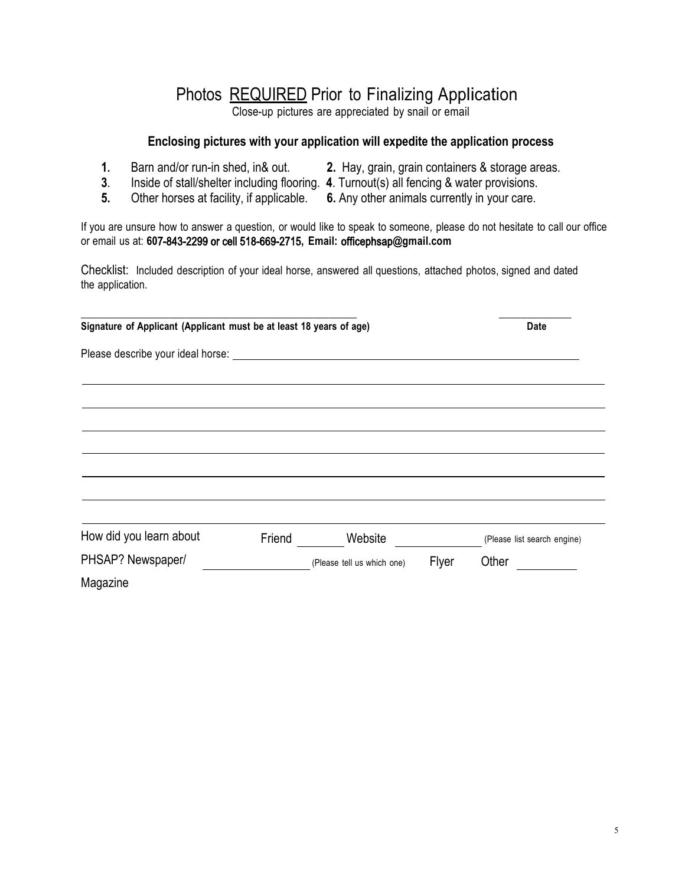# Photos REQUIRED Prior to Finalizing Application

Close-up pictures are appreciated by snail or email

**Enclosing pictures with your application will expedite the application process**

1. Barn and/or run-in shed, in& out.
2. Hay, grain, grain containers & storage areas.
3. Inside of stall/shelter including flooring.
4. Turnout(s) all fencing & water provisions.
5. Other horses at facility, if applicable.
6. Any other animals currently in your care.

If you are unsure how to answer a question, or would like to speak to someone, please do not hesitate to call our office or email us at: **607-843-2299 or cell 518-669-2715, Email: officephsap@gmail.com**

Checklist: Included description of your ideal horse, answered all questions, attached photos, signed and dated the application.

\_\_\_\_\_\_\_\_\_\_\_\_\_\_\_\_\_\_\_\_\_\_\_\_\_\_\_\_\_\_\_\_\_\_\_\_\_\_\_\_\_\_\_\_ \_\_\_\_\_\_\_\_\_\_\_\_

**Signature of Applicant (Applicant must be at least 18 years of age)** **Date**

Please describe your ideal horse: \_\_\_\_\_\_\_\_\_\_\_\_\_\_\_\_\_\_\_\_\_\_\_\_\_\_\_\_\_\_\_\_\_\_\_\_\_\_\_\_

\_\_\_\_\_\_\_\_\_\_\_\_\_\_\_\_\_\_\_\_\_\_\_\_\_\_\_\_\_\_\_\_\_\_\_\_\_\_\_\_\_\_\_\_\_\_\_\_\_\_\_\_\_\_\_\_\_\_\_\_\_\_\_\_\_\_\_\_\_\_

\_\_\_\_\_\_\_\_\_\_\_\_\_\_\_\_\_\_\_\_\_\_\_\_\_\_\_\_\_\_\_\_\_\_\_\_\_\_\_\_\_\_\_\_\_\_\_\_\_\_\_\_\_\_\_\_\_\_\_\_\_\_\_\_\_\_\_\_\_\_

\_\_\_\_\_\_\_\_\_\_\_\_\_\_\_\_\_\_\_\_\_\_\_\_\_\_\_\_\_\_\_\_\_\_\_\_\_\_\_\_\_\_\_\_\_\_\_\_\_\_\_\_\_\_\_\_\_\_\_\_\_\_\_\_\_\_\_\_\_\_

\_\_\_\_\_\_\_\_\_\_\_\_\_\_\_\_\_\_\_\_\_\_\_\_\_\_\_\_\_\_\_\_\_\_\_\_\_\_\_\_\_\_\_\_\_\_\_\_\_\_\_\_\_\_\_\_\_\_\_\_\_\_\_\_\_\_\_\_\_\_

\_\_\_\_\_\_\_\_\_\_\_\_\_\_\_\_\_\_\_\_\_\_\_\_\_\_\_\_\_\_\_\_\_\_\_\_\_\_\_\_\_\_\_\_\_\_\_\_\_\_\_\_\_\_\_\_\_\_\_\_\_\_\_\_\_\_\_\_\_\_

\_\_\_\_\_\_\_\_\_\_\_\_\_\_\_\_\_\_\_\_\_\_\_\_\_\_\_\_\_\_\_\_\_\_\_\_\_\_\_\_\_\_\_\_\_\_\_\_\_\_\_\_\_\_\_\_\_\_\_\_\_\_\_\_\_\_\_\_\_\_

\_\_\_\_\_\_\_\_\_\_\_\_\_\_\_\_\_\_\_\_\_\_\_\_\_\_\_\_\_\_\_\_\_\_\_\_\_\_\_\_\_\_\_\_\_\_\_\_\_\_\_\_\_\_\_\_\_\_\_\_\_\_\_\_\_\_\_\_\_\_

How did you learn about PHSAP? Friend \_\_\_\_\_\_ Website \_\_\_\_\_\_\_\_\_\_ (Please list search engine) Newspaper/ Magazine \_\_\_\_\_\_\_\_\_\_ (Please tell us which one) Flyer Other \_\_\_\_\_\_\_\_